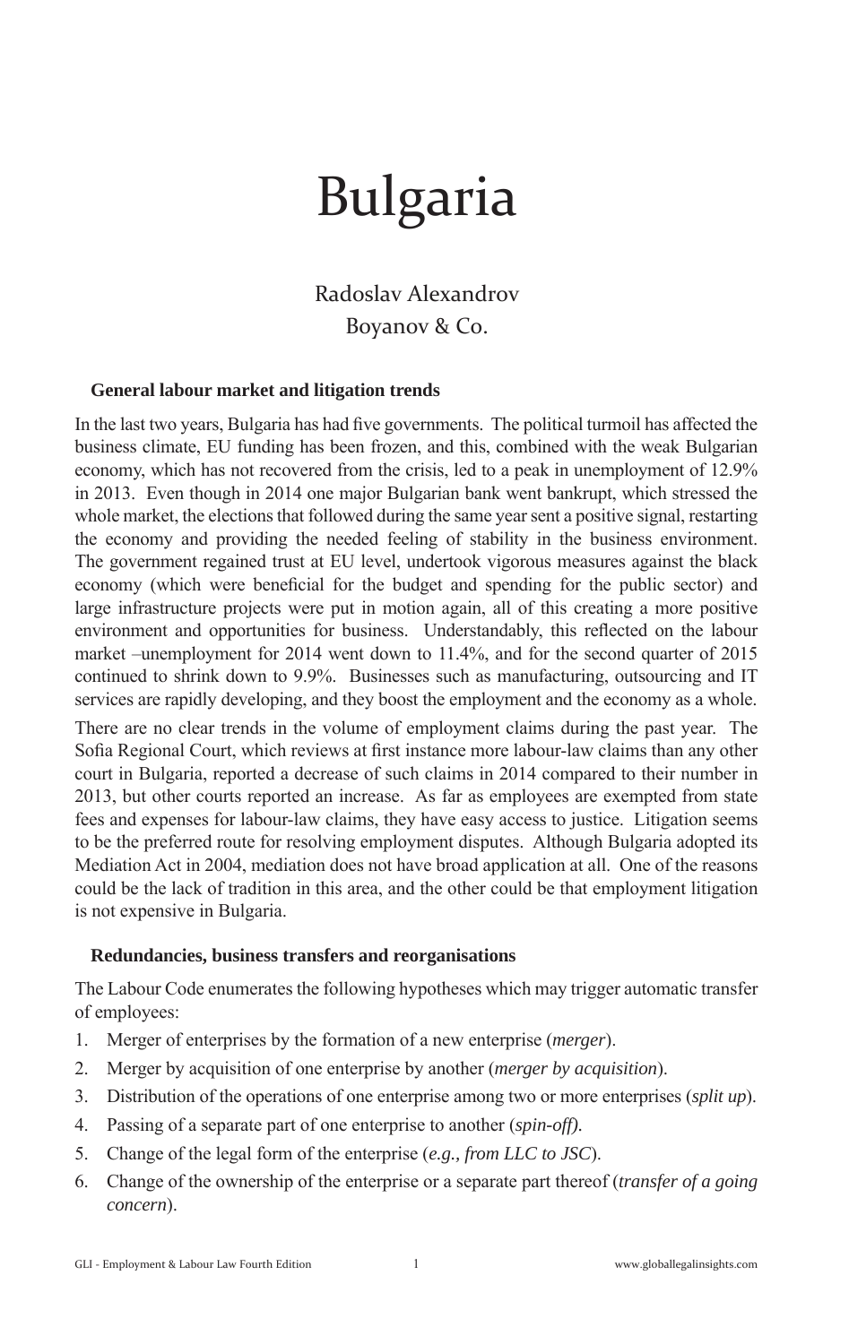# Bulgaria

Radoslav Alexandrov
Boyanov & Co.

## General labour market and litigation trends

In the last two years, Bulgaria has had five governments. The political turmoil has affected the business climate, EU funding has been frozen, and this, combined with the weak Bulgarian economy, which has not recovered from the crisis, led to a peak in unemployment of 12.9% in 2013. Even though in 2014 one major Bulgarian bank went bankrupt, which stressed the whole market, the elections that followed during the same year sent a positive signal, restarting the economy and providing the needed feeling of stability in the business environment. The government regained trust at EU level, undertook vigorous measures against the black economy (which were beneficial for the budget and spending for the public sector) and large infrastructure projects were put in motion again, all of this creating a more positive environment and opportunities for business. Understandably, this reflected on the labour market –unemployment for 2014 went down to 11.4%, and for the second quarter of 2015 continued to shrink down to 9.9%. Businesses such as manufacturing, outsourcing and IT services are rapidly developing, and they boost the employment and the economy as a whole.

There are no clear trends in the volume of employment claims during the past year. The Sofia Regional Court, which reviews at first instance more labour-law claims than any other court in Bulgaria, reported a decrease of such claims in 2014 compared to their number in 2013, but other courts reported an increase. As far as employees are exempted from state fees and expenses for labour-law claims, they have easy access to justice. Litigation seems to be the preferred route for resolving employment disputes. Although Bulgaria adopted its Mediation Act in 2004, mediation does not have broad application at all. One of the reasons could be the lack of tradition in this area, and the other could be that employment litigation is not expensive in Bulgaria.

## Redundancies, business transfers and reorganisations

The Labour Code enumerates the following hypotheses which may trigger automatic transfer of employees:

1. Merger of enterprises by the formation of a new enterprise (*merger*).
2. Merger by acquisition of one enterprise by another (*merger by acquisition*).
3. Distribution of the operations of one enterprise among two or more enterprises (*split up*).
4. Passing of a separate part of one enterprise to another (*spin-off).*
5. Change of the legal form of the enterprise (*e.g., from LLC to JSC*).
6. Change of the ownership of the enterprise or a separate part thereof (*transfer of a going concern*).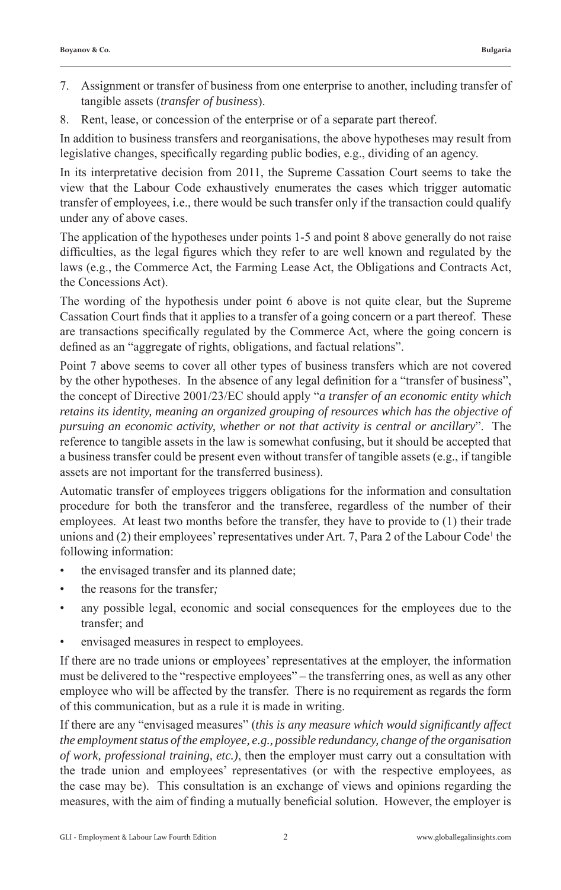7. Assignment or transfer of business from one enterprise to another, including transfer of tangible assets (*transfer of business*).
8. Rent, lease, or concession of the enterprise or of a separate part thereof.

In addition to business transfers and reorganisations, the above hypotheses may result from legislative changes, specifically regarding public bodies, e.g., dividing of an agency.

In its interpretative decision from 2011, the Supreme Cassation Court seems to take the view that the Labour Code exhaustively enumerates the cases which trigger automatic transfer of employees, i.e., there would be such transfer only if the transaction could qualify under any of above cases.

The application of the hypotheses under points 1-5 and point 8 above generally do not raise difficulties, as the legal figures which they refer to are well known and regulated by the laws (e.g., the Commerce Act, the Farming Lease Act, the Obligations and Contracts Act, the Concessions Act).

The wording of the hypothesis under point 6 above is not quite clear, but the Supreme Cassation Court finds that it applies to a transfer of a going concern or a part thereof. These are transactions specifically regulated by the Commerce Act, where the going concern is defined as an "aggregate of rights, obligations, and factual relations".

Point 7 above seems to cover all other types of business transfers which are not covered by the other hypotheses. In the absence of any legal definition for a "transfer of business", the concept of Directive 2001/23/EC should apply "*a transfer of an economic entity which retains its identity, meaning an organized grouping of resources which has the objective of pursuing an economic activity, whether or not that activity is central or ancillary*". The reference to tangible assets in the law is somewhat confusing, but it should be accepted that a business transfer could be present even without transfer of tangible assets (e.g., if tangible assets are not important for the transferred business).

Automatic transfer of employees triggers obligations for the information and consultation procedure for both the transferor and the transferee, regardless of the number of their employees. At least two months before the transfer, they have to provide to (1) their trade unions and (2) their employees' representatives under Art. 7, Para 2 of the Labour Code[1] the following information:

- the envisaged transfer and its planned date;
- the reasons for the transfer;
- any possible legal, economic and social consequences for the employees due to the transfer; and
- envisaged measures in respect to employees.

If there are no trade unions or employees' representatives at the employer, the information must be delivered to the "respective employees" – the transferring ones, as well as any other employee who will be affected by the transfer. There is no requirement as regards the form of this communication, but as a rule it is made in writing.

If there are any "envisaged measures" (*this is any measure which would significantly affect the employment status of the employee, e.g., possible redundancy, change of the organisation of work, professional training, etc.)*, then the employer must carry out a consultation with the trade union and employees' representatives (or with the respective employees, as the case may be). This consultation is an exchange of views and opinions regarding the measures, with the aim of finding a mutually beneficial solution. However, the employer is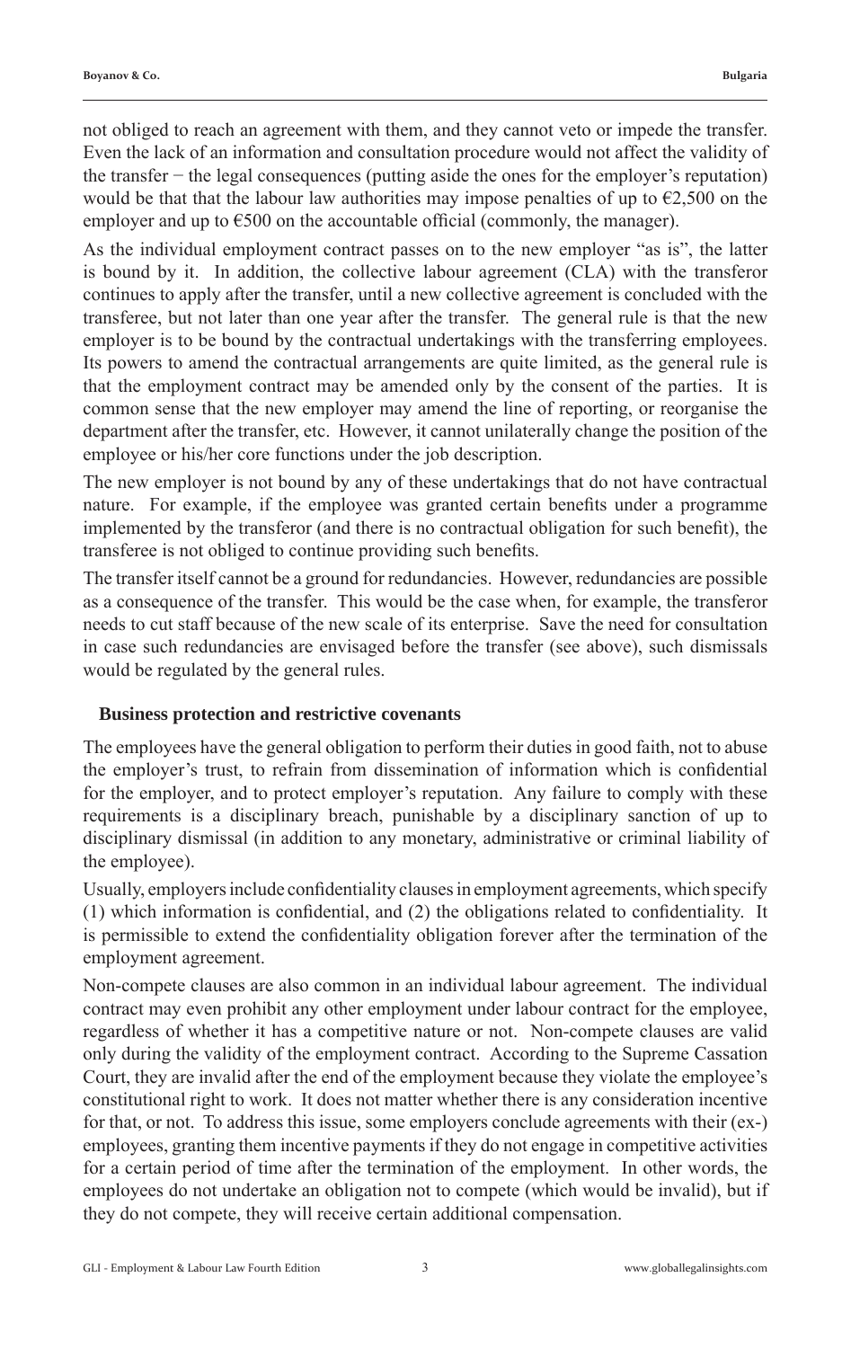not obliged to reach an agreement with them, and they cannot veto or impede the transfer. Even the lack of an information and consultation procedure would not affect the validity of the transfer − the legal consequences (putting aside the ones for the employer's reputation) would be that that the labour law authorities may impose penalties of up to €2,500 on the employer and up to €500 on the accountable official (commonly, the manager).

As the individual employment contract passes on to the new employer "as is", the latter is bound by it. In addition, the collective labour agreement (CLA) with the transferor continues to apply after the transfer, until a new collective agreement is concluded with the transferee, but not later than one year after the transfer. The general rule is that the new employer is to be bound by the contractual undertakings with the transferring employees. Its powers to amend the contractual arrangements are quite limited, as the general rule is that the employment contract may be amended only by the consent of the parties. It is common sense that the new employer may amend the line of reporting, or reorganise the department after the transfer, etc. However, it cannot unilaterally change the position of the employee or his/her core functions under the job description.

The new employer is not bound by any of these undertakings that do not have contractual nature. For example, if the employee was granted certain benefits under a programme implemented by the transferor (and there is no contractual obligation for such benefit), the transferee is not obliged to continue providing such benefits.

The transfer itself cannot be a ground for redundancies. However, redundancies are possible as a consequence of the transfer. This would be the case when, for example, the transferor needs to cut staff because of the new scale of its enterprise. Save the need for consultation in case such redundancies are envisaged before the transfer (see above), such dismissals would be regulated by the general rules.

## Business protection and restrictive covenants

The employees have the general obligation to perform their duties in good faith, not to abuse the employer's trust, to refrain from dissemination of information which is confidential for the employer, and to protect employer's reputation. Any failure to comply with these requirements is a disciplinary breach, punishable by a disciplinary sanction of up to disciplinary dismissal (in addition to any monetary, administrative or criminal liability of the employee).

Usually, employers include confidentiality clauses in employment agreements, which specify (1) which information is confidential, and (2) the obligations related to confidentiality. It is permissible to extend the confidentiality obligation forever after the termination of the employment agreement.

Non-compete clauses are also common in an individual labour agreement. The individual contract may even prohibit any other employment under labour contract for the employee, regardless of whether it has a competitive nature or not. Non-compete clauses are valid only during the validity of the employment contract. According to the Supreme Cassation Court, they are invalid after the end of the employment because they violate the employee's constitutional right to work. It does not matter whether there is any consideration incentive for that, or not. To address this issue, some employers conclude agreements with their (ex-) employees, granting them incentive payments if they do not engage in competitive activities for a certain period of time after the termination of the employment. In other words, the employees do not undertake an obligation not to compete (which would be invalid), but if they do not compete, they will receive certain additional compensation.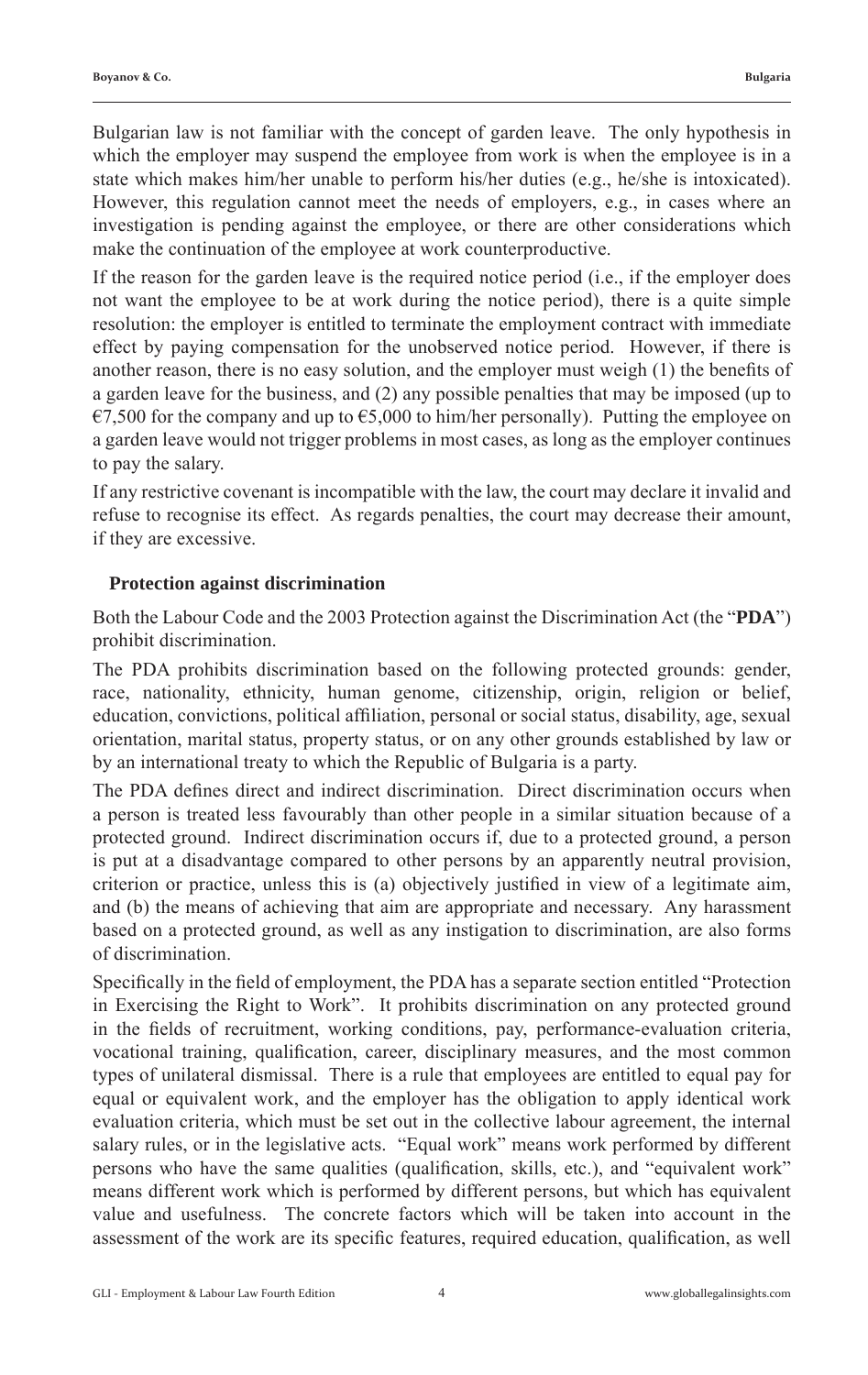Bulgarian law is not familiar with the concept of garden leave. The only hypothesis in which the employer may suspend the employee from work is when the employee is in a state which makes him/her unable to perform his/her duties (e.g., he/she is intoxicated). However, this regulation cannot meet the needs of employers, e.g., in cases where an investigation is pending against the employee, or there are other considerations which make the continuation of the employee at work counterproductive.

If the reason for the garden leave is the required notice period (i.e., if the employer does not want the employee to be at work during the notice period), there is a quite simple resolution: the employer is entitled to terminate the employment contract with immediate effect by paying compensation for the unobserved notice period. However, if there is another reason, there is no easy solution, and the employer must weigh (1) the benefits of a garden leave for the business, and (2) any possible penalties that may be imposed (up to €7,500 for the company and up to €5,000 to him/her personally). Putting the employee on a garden leave would not trigger problems in most cases, as long as the employer continues to pay the salary.

If any restrictive covenant is incompatible with the law, the court may declare it invalid and refuse to recognise its effect. As regards penalties, the court may decrease their amount, if they are excessive.

## Protection against discrimination

Both the Labour Code and the 2003 Protection against the Discrimination Act (the "**PDA**") prohibit discrimination.

The PDA prohibits discrimination based on the following protected grounds: gender, race, nationality, ethnicity, human genome, citizenship, origin, religion or belief, education, convictions, political affiliation, personal or social status, disability, age, sexual orientation, marital status, property status, or on any other grounds established by law or by an international treaty to which the Republic of Bulgaria is a party.

The PDA defines direct and indirect discrimination. Direct discrimination occurs when a person is treated less favourably than other people in a similar situation because of a protected ground. Indirect discrimination occurs if, due to a protected ground, a person is put at a disadvantage compared to other persons by an apparently neutral provision, criterion or practice, unless this is (a) objectively justified in view of a legitimate aim, and (b) the means of achieving that aim are appropriate and necessary. Any harassment based on a protected ground, as well as any instigation to discrimination, are also forms of discrimination.

Specifically in the field of employment, the PDA has a separate section entitled "Protection in Exercising the Right to Work". It prohibits discrimination on any protected ground in the fields of recruitment, working conditions, pay, performance-evaluation criteria, vocational training, qualification, career, disciplinary measures, and the most common types of unilateral dismissal. There is a rule that employees are entitled to equal pay for equal or equivalent work, and the employer has the obligation to apply identical work evaluation criteria, which must be set out in the collective labour agreement, the internal salary rules, or in the legislative acts. "Equal work" means work performed by different persons who have the same qualities (qualification, skills, etc.), and "equivalent work" means different work which is performed by different persons, but which has equivalent value and usefulness. The concrete factors which will be taken into account in the assessment of the work are its specific features, required education, qualification, as well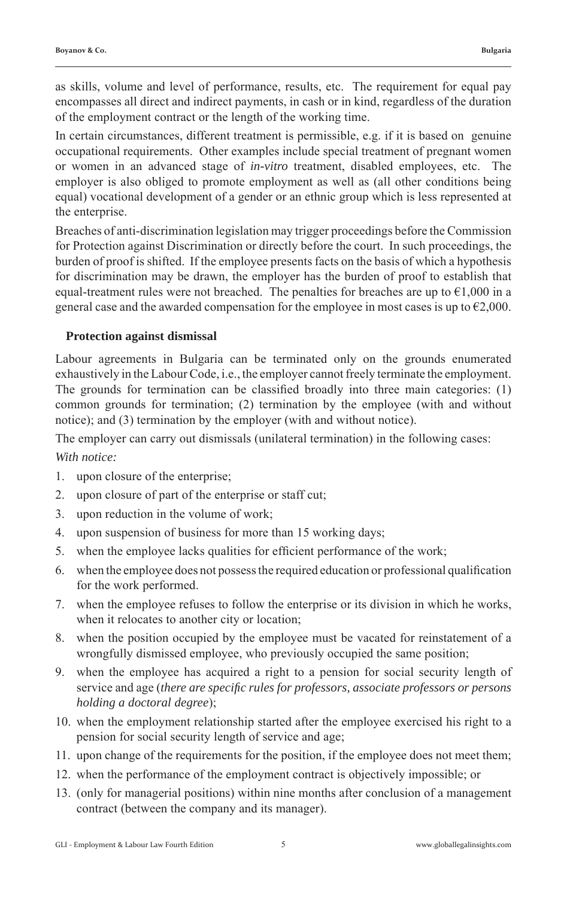as skills, volume and level of performance, results, etc. The requirement for equal pay encompasses all direct and indirect payments, in cash or in kind, regardless of the duration of the employment contract or the length of the working time.

In certain circumstances, different treatment is permissible, e.g. if it is based on genuine occupational requirements. Other examples include special treatment of pregnant women or women in an advanced stage of *in-vitro* treatment, disabled employees, etc. The employer is also obliged to promote employment as well as (all other conditions being equal) vocational development of a gender or an ethnic group which is less represented at the enterprise.

Breaches of anti-discrimination legislation may trigger proceedings before the Commission for Protection against Discrimination or directly before the court. In such proceedings, the burden of proof is shifted. If the employee presents facts on the basis of which a hypothesis for discrimination may be drawn, the employer has the burden of proof to establish that equal-treatment rules were not breached. The penalties for breaches are up to €1,000 in a general case and the awarded compensation for the employee in most cases is up to €2,000.

## Protection against dismissal

Labour agreements in Bulgaria can be terminated only on the grounds enumerated exhaustively in the Labour Code, i.e., the employer cannot freely terminate the employment. The grounds for termination can be classified broadly into three main categories: (1) common grounds for termination; (2) termination by the employee (with and without notice); and (3) termination by the employer (with and without notice).

The employer can carry out dismissals (unilateral termination) in the following cases:

*With notice:*

1. upon closure of the enterprise;
2. upon closure of part of the enterprise or staff cut;
3. upon reduction in the volume of work;
4. upon suspension of business for more than 15 working days;
5. when the employee lacks qualities for efficient performance of the work;
6. when the employee does not possess the required education or professional qualification for the work performed.
7. when the employee refuses to follow the enterprise or its division in which he works, when it relocates to another city or location;
8. when the position occupied by the employee must be vacated for reinstatement of a wrongfully dismissed employee, who previously occupied the same position;
9. when the employee has acquired a right to a pension for social security length of service and age (*there are specific rules for professors, associate professors or persons holding a doctoral degree*);
10. when the employment relationship started after the employee exercised his right to a pension for social security length of service and age;
11. upon change of the requirements for the position, if the employee does not meet them;
12. when the performance of the employment contract is objectively impossible; or
13. (only for managerial positions) within nine months after conclusion of a management contract (between the company and its manager).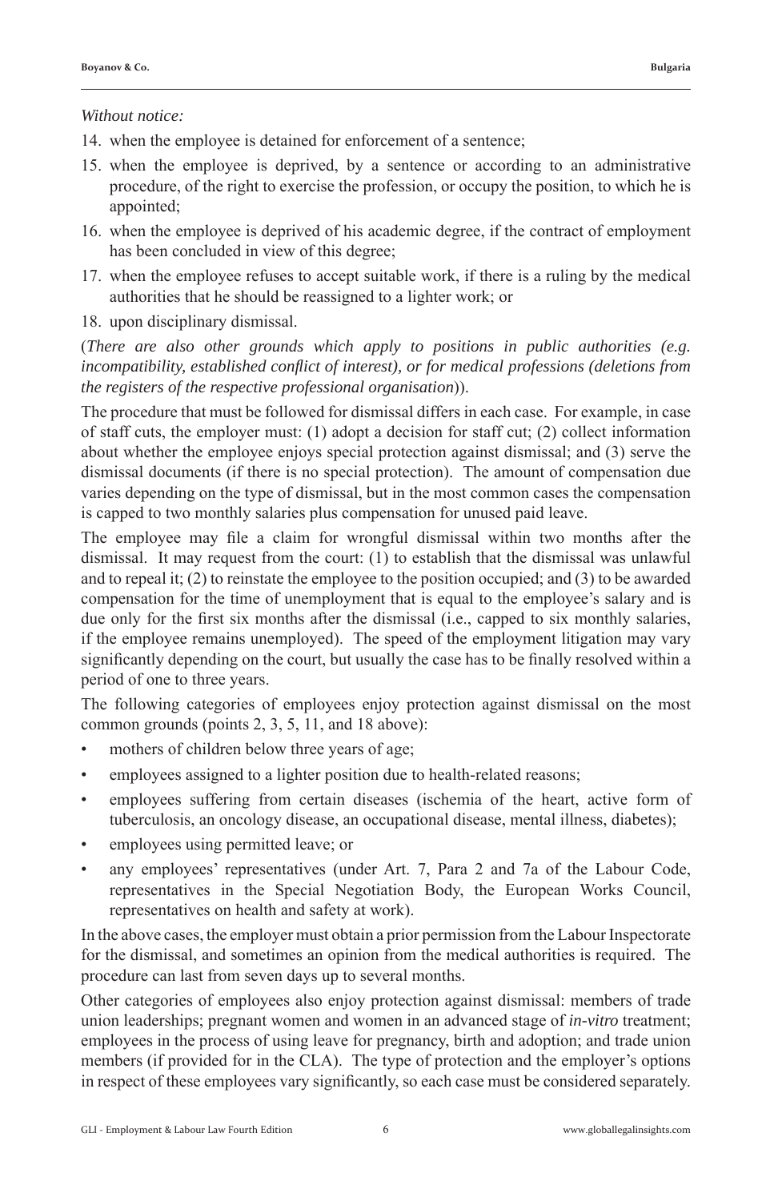*Without notice:*

14. when the employee is detained for enforcement of a sentence;
15. when the employee is deprived, by a sentence or according to an administrative procedure, of the right to exercise the profession, or occupy the position, to which he is appointed;
16. when the employee is deprived of his academic degree, if the contract of employment has been concluded in view of this degree;
17. when the employee refuses to accept suitable work, if there is a ruling by the medical authorities that he should be reassigned to a lighter work; or
18. upon disciplinary dismissal.

(*There are also other grounds which apply to positions in public authorities (e.g. incompatibility, established conflict of interest), or for medical professions (deletions from the registers of the respective professional organisation*)).

The procedure that must be followed for dismissal differs in each case. For example, in case of staff cuts, the employer must: (1) adopt a decision for staff cut; (2) collect information about whether the employee enjoys special protection against dismissal; and (3) serve the dismissal documents (if there is no special protection). The amount of compensation due varies depending on the type of dismissal, but in the most common cases the compensation is capped to two monthly salaries plus compensation for unused paid leave.

The employee may file a claim for wrongful dismissal within two months after the dismissal. It may request from the court: (1) to establish that the dismissal was unlawful and to repeal it; (2) to reinstate the employee to the position occupied; and (3) to be awarded compensation for the time of unemployment that is equal to the employee's salary and is due only for the first six months after the dismissal (i.e., capped to six monthly salaries, if the employee remains unemployed). The speed of the employment litigation may vary significantly depending on the court, but usually the case has to be finally resolved within a period of one to three years.

The following categories of employees enjoy protection against dismissal on the most common grounds (points 2, 3, 5, 11, and 18 above):

- mothers of children below three years of age;
- employees assigned to a lighter position due to health-related reasons;
- employees suffering from certain diseases (ischemia of the heart, active form of tuberculosis, an oncology disease, an occupational disease, mental illness, diabetes);
- employees using permitted leave; or
- any employees' representatives (under Art. 7, Para 2 and 7a of the Labour Code, representatives in the Special Negotiation Body, the European Works Council, representatives on health and safety at work).

In the above cases, the employer must obtain a prior permission from the Labour Inspectorate for the dismissal, and sometimes an opinion from the medical authorities is required. The procedure can last from seven days up to several months.

Other categories of employees also enjoy protection against dismissal: members of trade union leaderships; pregnant women and women in an advanced stage of *in-vitro* treatment; employees in the process of using leave for pregnancy, birth and adoption; and trade union members (if provided for in the CLA). The type of protection and the employer's options in respect of these employees vary significantly, so each case must be considered separately.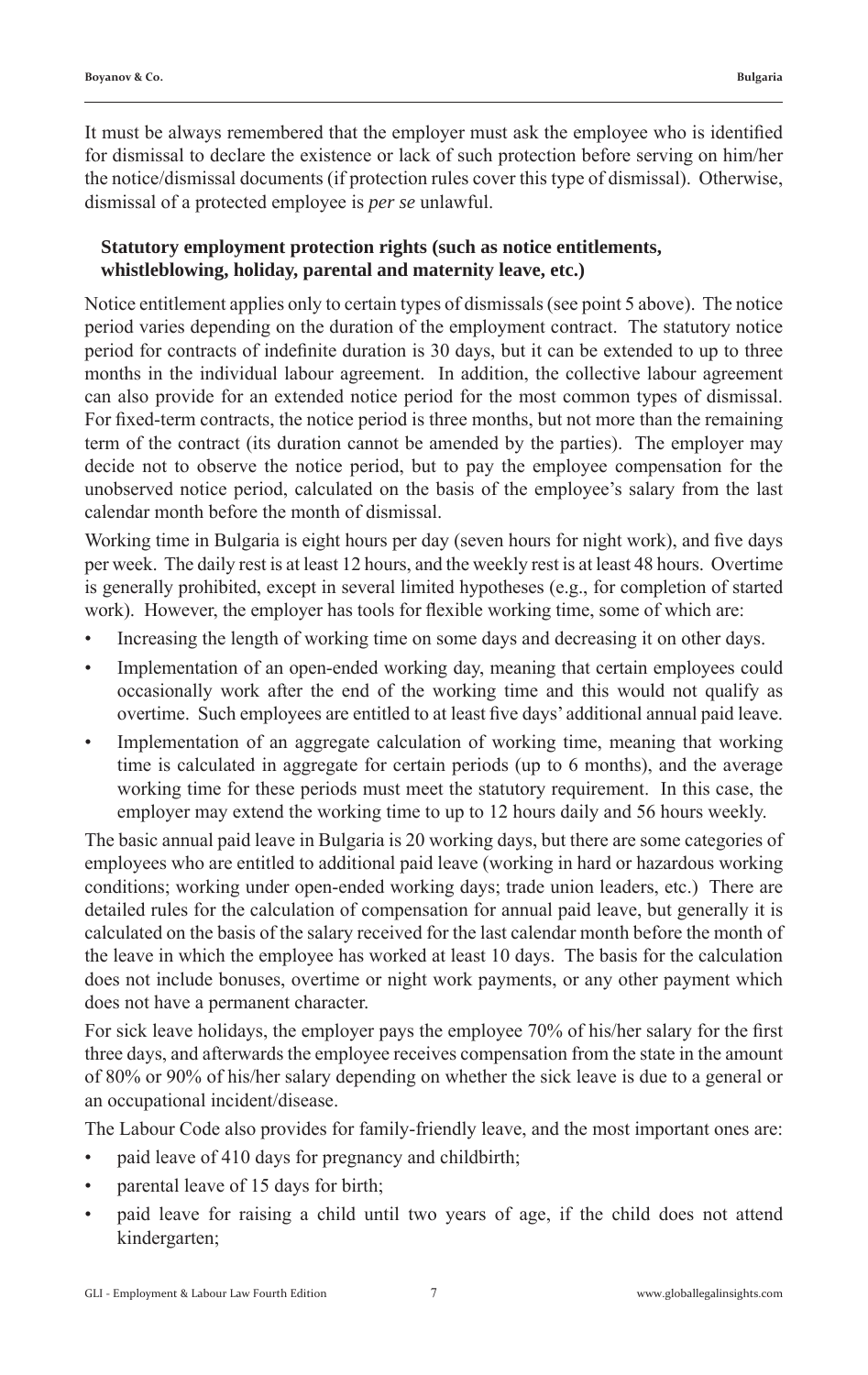It must be always remembered that the employer must ask the employee who is identified for dismissal to declare the existence or lack of such protection before serving on him/her the notice/dismissal documents (if protection rules cover this type of dismissal). Otherwise, dismissal of a protected employee is *per se* unlawful.

### Statutory employment protection rights (such as notice entitlements, whistleblowing, holiday, parental and maternity leave, etc.)

Notice entitlement applies only to certain types of dismissals (see point 5 above). The notice period varies depending on the duration of the employment contract. The statutory notice period for contracts of indefinite duration is 30 days, but it can be extended to up to three months in the individual labour agreement. In addition, the collective labour agreement can also provide for an extended notice period for the most common types of dismissal. For fixed-term contracts, the notice period is three months, but not more than the remaining term of the contract (its duration cannot be amended by the parties). The employer may decide not to observe the notice period, but to pay the employee compensation for the unobserved notice period, calculated on the basis of the employee's salary from the last calendar month before the month of dismissal.

Working time in Bulgaria is eight hours per day (seven hours for night work), and five days per week. The daily rest is at least 12 hours, and the weekly rest is at least 48 hours. Overtime is generally prohibited, except in several limited hypotheses (e.g., for completion of started work). However, the employer has tools for flexible working time, some of which are:

- Increasing the length of working time on some days and decreasing it on other days.
- Implementation of an open-ended working day, meaning that certain employees could occasionally work after the end of the working time and this would not qualify as overtime. Such employees are entitled to at least five days' additional annual paid leave.
- Implementation of an aggregate calculation of working time, meaning that working time is calculated in aggregate for certain periods (up to 6 months), and the average working time for these periods must meet the statutory requirement. In this case, the employer may extend the working time to up to 12 hours daily and 56 hours weekly.

The basic annual paid leave in Bulgaria is 20 working days, but there are some categories of employees who are entitled to additional paid leave (working in hard or hazardous working conditions; working under open-ended working days; trade union leaders, etc.) There are detailed rules for the calculation of compensation for annual paid leave, but generally it is calculated on the basis of the salary received for the last calendar month before the month of the leave in which the employee has worked at least 10 days. The basis for the calculation does not include bonuses, overtime or night work payments, or any other payment which does not have a permanent character.

For sick leave holidays, the employer pays the employee 70% of his/her salary for the first three days, and afterwards the employee receives compensation from the state in the amount of 80% or 90% of his/her salary depending on whether the sick leave is due to a general or an occupational incident/disease.

The Labour Code also provides for family-friendly leave, and the most important ones are:

- paid leave of 410 days for pregnancy and childbirth;
- parental leave of 15 days for birth;
- paid leave for raising a child until two years of age, if the child does not attend kindergarten;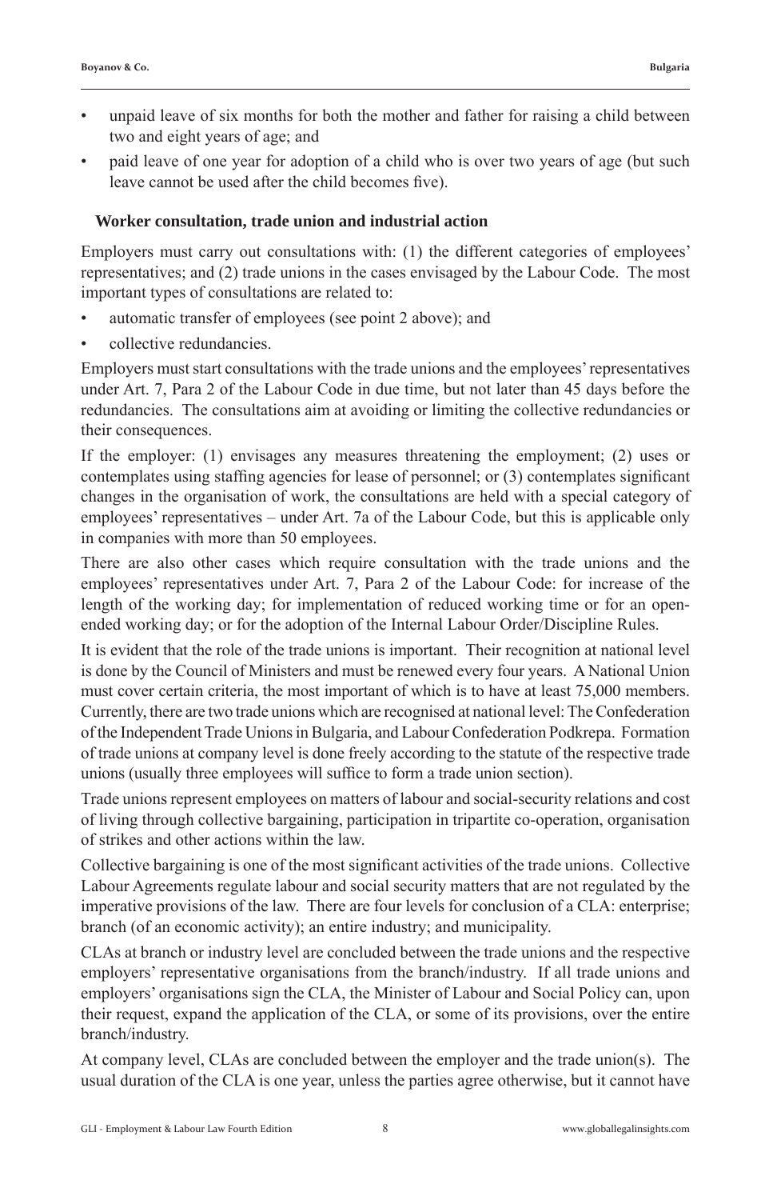- unpaid leave of six months for both the mother and father for raising a child between two and eight years of age; and
- paid leave of one year for adoption of a child who is over two years of age (but such leave cannot be used after the child becomes five).

### Worker consultation, trade union and industrial action

Employers must carry out consultations with: (1) the different categories of employees' representatives; and (2) trade unions in the cases envisaged by the Labour Code. The most important types of consultations are related to:

- automatic transfer of employees (see point 2 above); and
- collective redundancies.

Employers must start consultations with the trade unions and the employees' representatives under Art. 7, Para 2 of the Labour Code in due time, but not later than 45 days before the redundancies. The consultations aim at avoiding or limiting the collective redundancies or their consequences.

If the employer: (1) envisages any measures threatening the employment; (2) uses or contemplates using staffing agencies for lease of personnel; or (3) contemplates significant changes in the organisation of work, the consultations are held with a special category of employees' representatives – under Art. 7a of the Labour Code, but this is applicable only in companies with more than 50 employees.

There are also other cases which require consultation with the trade unions and the employees' representatives under Art. 7, Para 2 of the Labour Code: for increase of the length of the working day; for implementation of reduced working time or for an open-ended working day; or for the adoption of the Internal Labour Order/Discipline Rules.

It is evident that the role of the trade unions is important. Their recognition at national level is done by the Council of Ministers and must be renewed every four years. A National Union must cover certain criteria, the most important of which is to have at least 75,000 members. Currently, there are two trade unions which are recognised at national level: The Confederation of the Independent Trade Unions in Bulgaria, and Labour Confederation Podkrepa. Formation of trade unions at company level is done freely according to the statute of the respective trade unions (usually three employees will suffice to form a trade union section).

Trade unions represent employees on matters of labour and social-security relations and cost of living through collective bargaining, participation in tripartite co-operation, organisation of strikes and other actions within the law.

Collective bargaining is one of the most significant activities of the trade unions. Collective Labour Agreements regulate labour and social security matters that are not regulated by the imperative provisions of the law. There are four levels for conclusion of a CLA: enterprise; branch (of an economic activity); an entire industry; and municipality.

CLAs at branch or industry level are concluded between the trade unions and the respective employers' representative organisations from the branch/industry. If all trade unions and employers' organisations sign the CLA, the Minister of Labour and Social Policy can, upon their request, expand the application of the CLA, or some of its provisions, over the entire branch/industry.

At company level, CLAs are concluded between the employer and the trade union(s). The usual duration of the CLA is one year, unless the parties agree otherwise, but it cannot have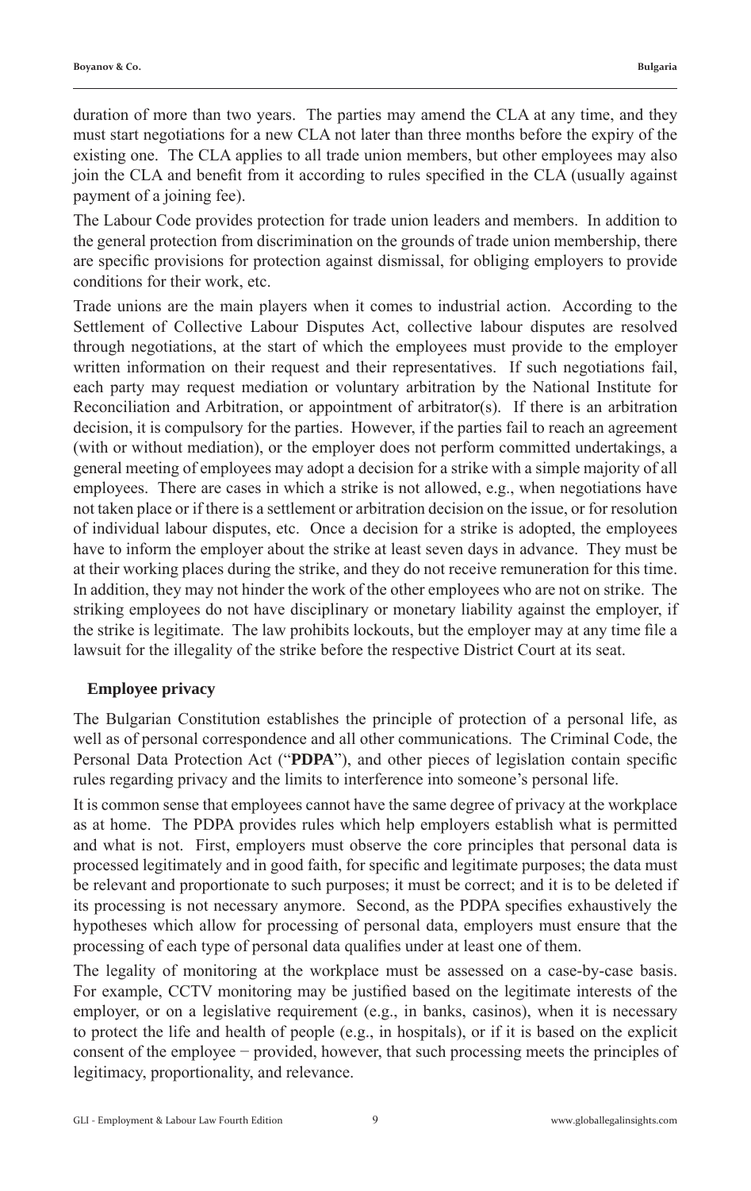duration of more than two years. The parties may amend the CLA at any time, and they must start negotiations for a new CLA not later than three months before the expiry of the existing one. The CLA applies to all trade union members, but other employees may also join the CLA and benefit from it according to rules specified in the CLA (usually against payment of a joining fee).

The Labour Code provides protection for trade union leaders and members. In addition to the general protection from discrimination on the grounds of trade union membership, there are specific provisions for protection against dismissal, for obliging employers to provide conditions for their work, etc.

Trade unions are the main players when it comes to industrial action. According to the Settlement of Collective Labour Disputes Act, collective labour disputes are resolved through negotiations, at the start of which the employees must provide to the employer written information on their request and their representatives. If such negotiations fail, each party may request mediation or voluntary arbitration by the National Institute for Reconciliation and Arbitration, or appointment of arbitrator(s). If there is an arbitration decision, it is compulsory for the parties. However, if the parties fail to reach an agreement (with or without mediation), or the employer does not perform committed undertakings, a general meeting of employees may adopt a decision for a strike with a simple majority of all employees. There are cases in which a strike is not allowed, e.g., when negotiations have not taken place or if there is a settlement or arbitration decision on the issue, or for resolution of individual labour disputes, etc. Once a decision for a strike is adopted, the employees have to inform the employer about the strike at least seven days in advance. They must be at their working places during the strike, and they do not receive remuneration for this time. In addition, they may not hinder the work of the other employees who are not on strike. The striking employees do not have disciplinary or monetary liability against the employer, if the strike is legitimate. The law prohibits lockouts, but the employer may at any time file a lawsuit for the illegality of the strike before the respective District Court at its seat.

## Employee privacy

The Bulgarian Constitution establishes the principle of protection of a personal life, as well as of personal correspondence and all other communications. The Criminal Code, the Personal Data Protection Act ("**PDPA**"), and other pieces of legislation contain specific rules regarding privacy and the limits to interference into someone's personal life.

It is common sense that employees cannot have the same degree of privacy at the workplace as at home. The PDPA provides rules which help employers establish what is permitted and what is not. First, employers must observe the core principles that personal data is processed legitimately and in good faith, for specific and legitimate purposes; the data must be relevant and proportionate to such purposes; it must be correct; and it is to be deleted if its processing is not necessary anymore. Second, as the PDPA specifies exhaustively the hypotheses which allow for processing of personal data, employers must ensure that the processing of each type of personal data qualifies under at least one of them.

The legality of monitoring at the workplace must be assessed on a case-by-case basis. For example, CCTV monitoring may be justified based on the legitimate interests of the employer, or on a legislative requirement (e.g., in banks, casinos), when it is necessary to protect the life and health of people (e.g., in hospitals), or if it is based on the explicit consent of the employee − provided, however, that such processing meets the principles of legitimacy, proportionality, and relevance.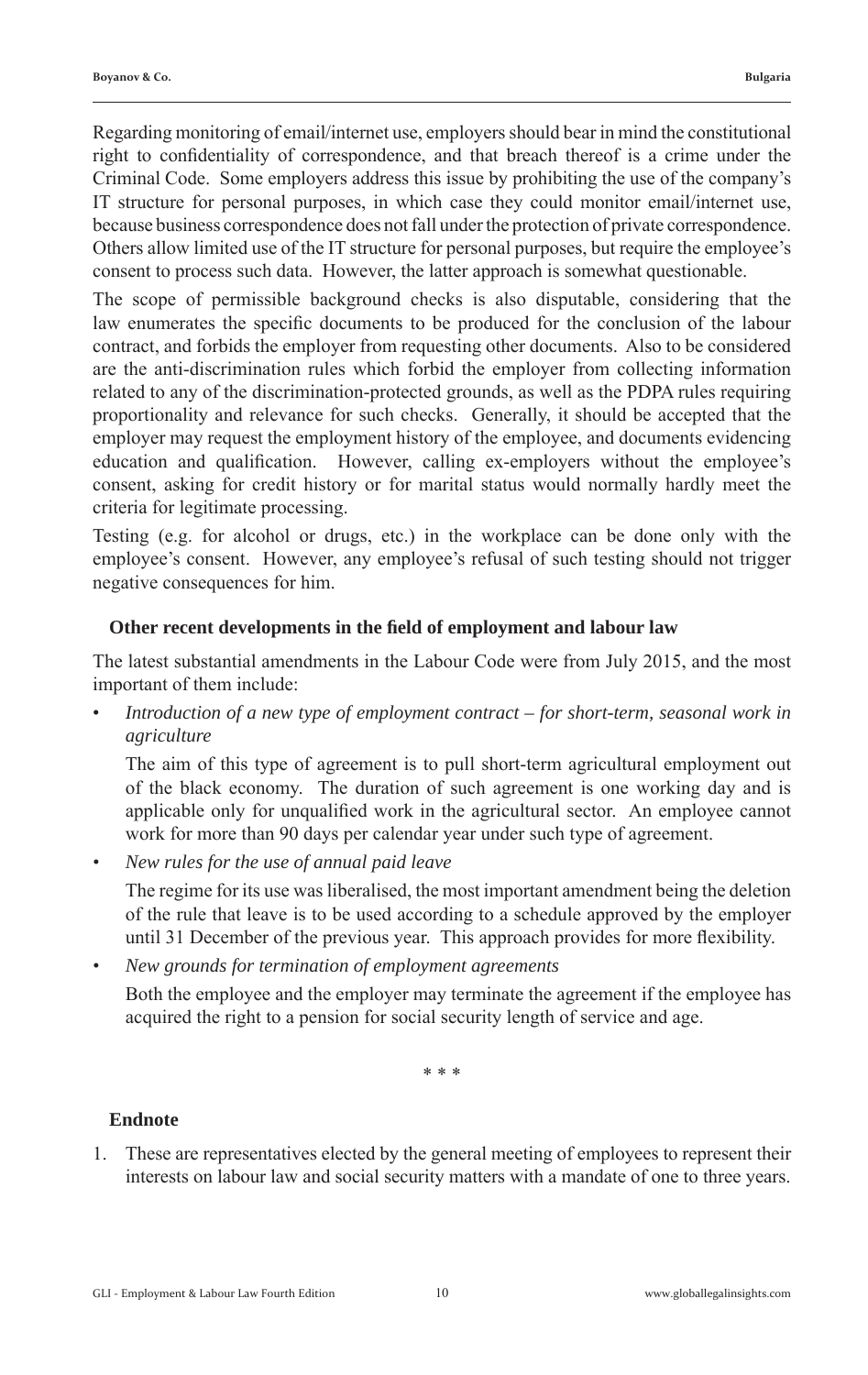Regarding monitoring of email/internet use, employers should bear in mind the constitutional right to confidentiality of correspondence, and that breach thereof is a crime under the Criminal Code. Some employers address this issue by prohibiting the use of the company's IT structure for personal purposes, in which case they could monitor email/internet use, because business correspondence does not fall under the protection of private correspondence. Others allow limited use of the IT structure for personal purposes, but require the employee's consent to process such data. However, the latter approach is somewhat questionable.

The scope of permissible background checks is also disputable, considering that the law enumerates the specific documents to be produced for the conclusion of the labour contract, and forbids the employer from requesting other documents. Also to be considered are the anti-discrimination rules which forbid the employer from collecting information related to any of the discrimination-protected grounds, as well as the PDPA rules requiring proportionality and relevance for such checks. Generally, it should be accepted that the employer may request the employment history of the employee, and documents evidencing education and qualification. However, calling ex-employers without the employee's consent, asking for credit history or for marital status would normally hardly meet the criteria for legitimate processing.

Testing (e.g. for alcohol or drugs, etc.) in the workplace can be done only with the employee's consent. However, any employee's refusal of such testing should not trigger negative consequences for him.

## Other recent developments in the field of employment and labour law

The latest substantial amendments in the Labour Code were from July 2015, and the most important of them include:

- *Introduction of a new type of employment contract – for short-term, seasonal work in agriculture*

  The aim of this type of agreement is to pull short-term agricultural employment out of the black economy. The duration of such agreement is one working day and is applicable only for unqualified work in the agricultural sector. An employee cannot work for more than 90 days per calendar year under such type of agreement.

- *New rules for the use of annual paid leave*

  The regime for its use was liberalised, the most important amendment being the deletion of the rule that leave is to be used according to a schedule approved by the employer until 31 December of the previous year. This approach provides for more flexibility.

- *New grounds for termination of employment agreements*

  Both the employee and the employer may terminate the agreement if the employee has acquired the right to a pension for social security length of service and age.

\* \* \*

## Endnote

1. These are representatives elected by the general meeting of employees to represent their interests on labour law and social security matters with a mandate of one to three years.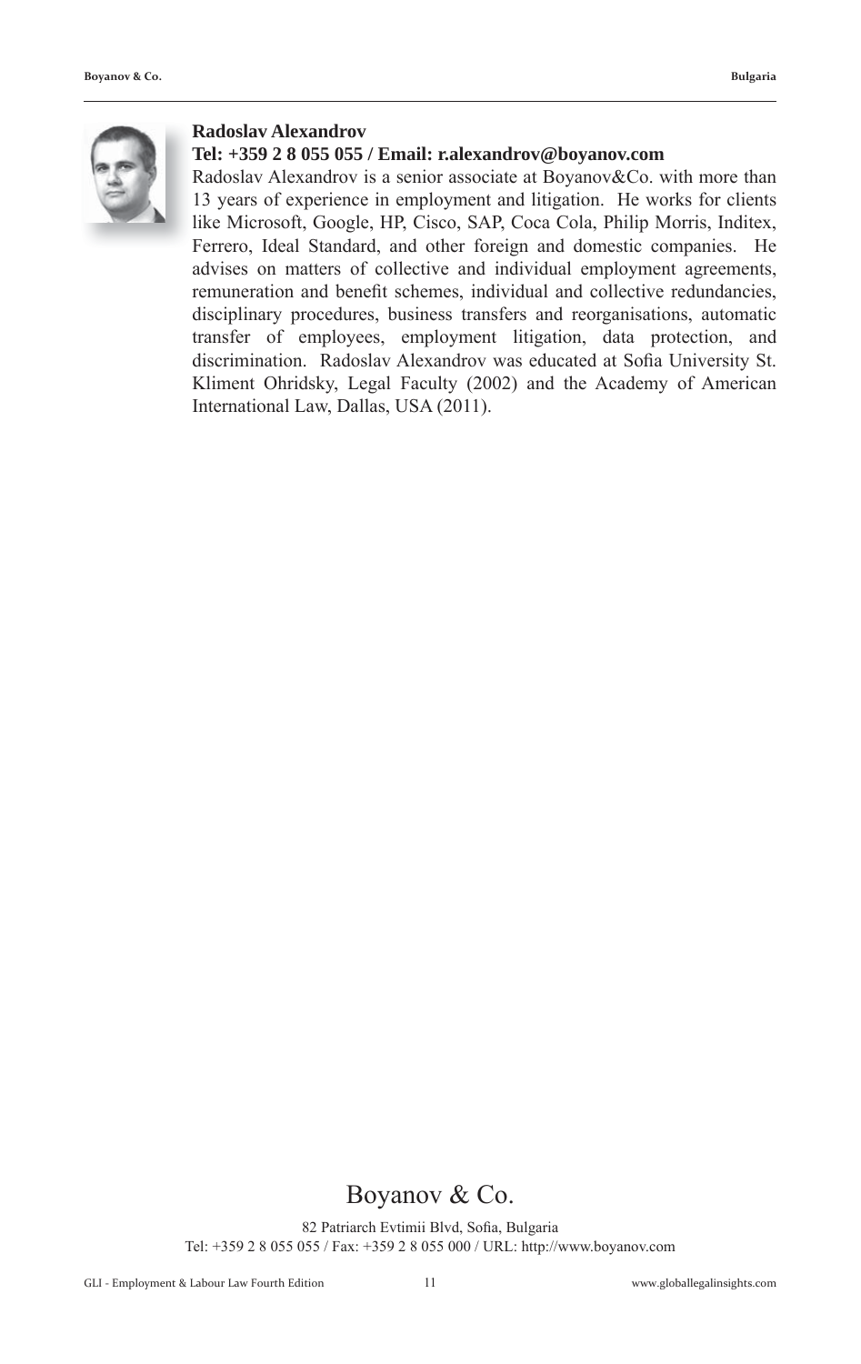**Radoslav Alexandrov**

**Tel: +359 2 8 055 055 / Email: r.alexandrov@boyanov.com**

Radoslav Alexandrov is a senior associate at Boyanov&Co. with more than 13 years of experience in employment and litigation. He works for clients like Microsoft, Google, HP, Cisco, SAP, Coca Cola, Philip Morris, Inditex, Ferrero, Ideal Standard, and other foreign and domestic companies. He advises on matters of collective and individual employment agreements, remuneration and benefit schemes, individual and collective redundancies, disciplinary procedures, business transfers and reorganisations, automatic transfer of employees, employment litigation, data protection, and discrimination. Radoslav Alexandrov was educated at Sofia University St. Kliment Ohridsky, Legal Faculty (2002) and the Academy of American International Law, Dallas, USA (2011).

## Boyanov & Co.

82 Patriarch Evtimii Blvd, Sofia, Bulgaria
Tel: +359 2 8 055 055 / Fax: +359 2 8 055 000 / URL: http://www.boyanov.com